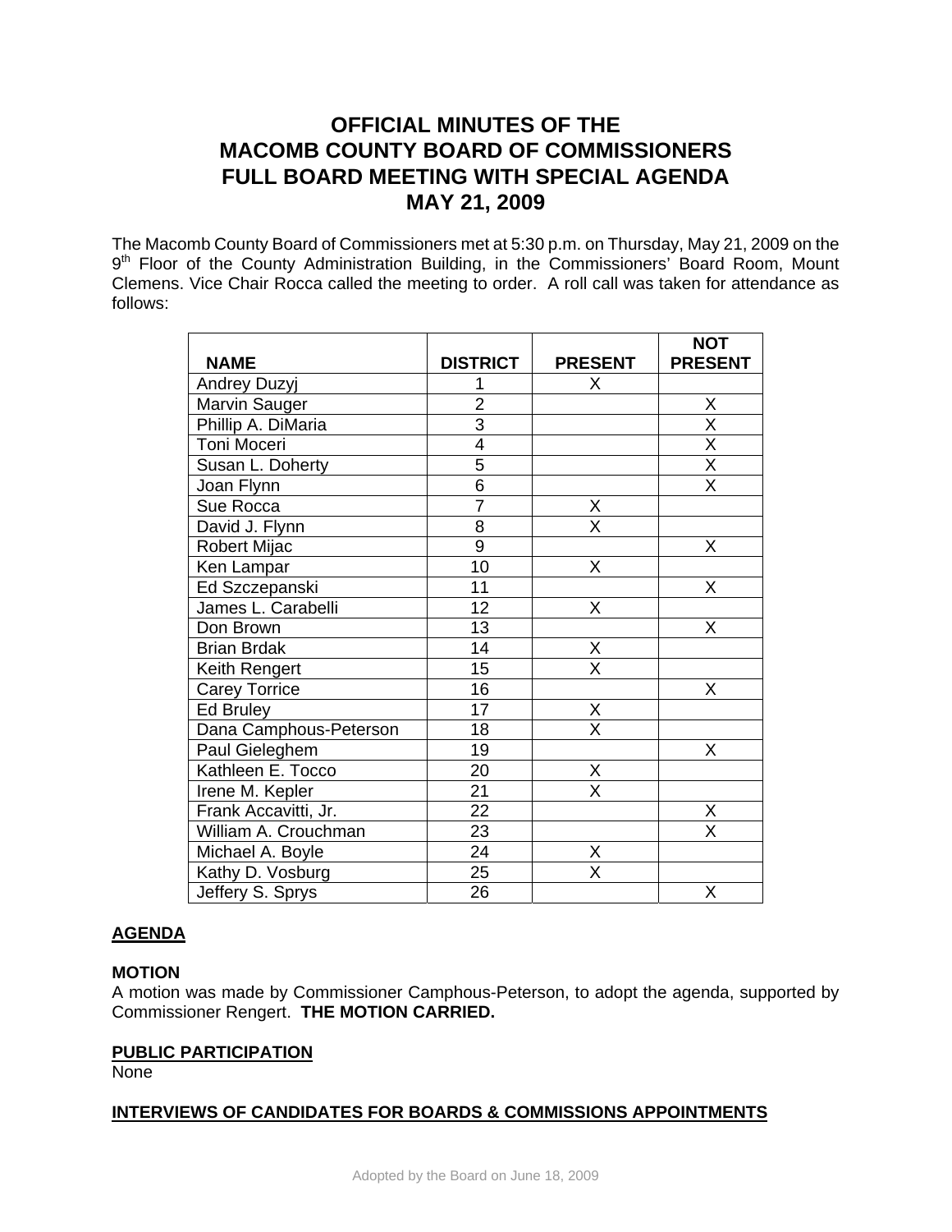# OFFICIAL MINUTES OF THE MACOMB COUNTY BOARD OF COMMISSIONERS FULL BOARD MEETING WITH SPECIAL AGENDA MAY 21, 2009

The Macomb County Board of Commissioners met at 5:30 p.m. on Thursday, May 21, 2009 on the 9th Floor of the County Administration Building, in the Commissioners' Board Room, Mount Clemens. Vice Chair Rocca called the meeting to order. A roll call was taken for attendance as follows:

| NAME | DISTRICT | PRESENT | NOT PRESENT |
|---|---|---|---|
| Andrey Duzyj | 1 | X | |
| Marvin Sauger | 2 | | X |
| Phillip A. DiMaria | 3 | | X |
| Toni Moceri | 4 | | X |
| Susan L. Doherty | 5 | | X |
| Joan Flynn | 6 | | X |
| Sue Rocca | 7 | X | |
| David J. Flynn | 8 | X | |
| Robert Mijac | 9 | | X |
| Ken Lampar | 10 | X | |
| Ed Szczepanski | 11 | | X |
| James L. Carabelli | 12 | X | |
| Don Brown | 13 | | X |
| Brian Brdak | 14 | X | |
| Keith Rengert | 15 | X | |
| Carey Torrice | 16 | | X |
| Ed Bruley | 17 | X | |
| Dana Camphous-Peterson | 18 | X | |
| Paul Gieleghem | 19 | | X |
| Kathleen E. Tocco | 20 | X | |
| Irene M. Kepler | 21 | X | |
| Frank Accavitti, Jr. | 22 | | X |
| William A. Crouchman | 23 | | X |
| Michael A. Boyle | 24 | X | |
| Kathy D. Vosburg | 25 | X | |
| Jeffery S. Sprys | 26 | | X |

**AGENDA**

**MOTION**
A motion was made by Commissioner Camphous-Peterson, to adopt the agenda, supported by Commissioner Rengert. **THE MOTION CARRIED.**

**PUBLIC PARTICIPATION**
None

**INTERVIEWS OF CANDIDATES FOR BOARDS & COMMISSIONS APPOINTMENTS**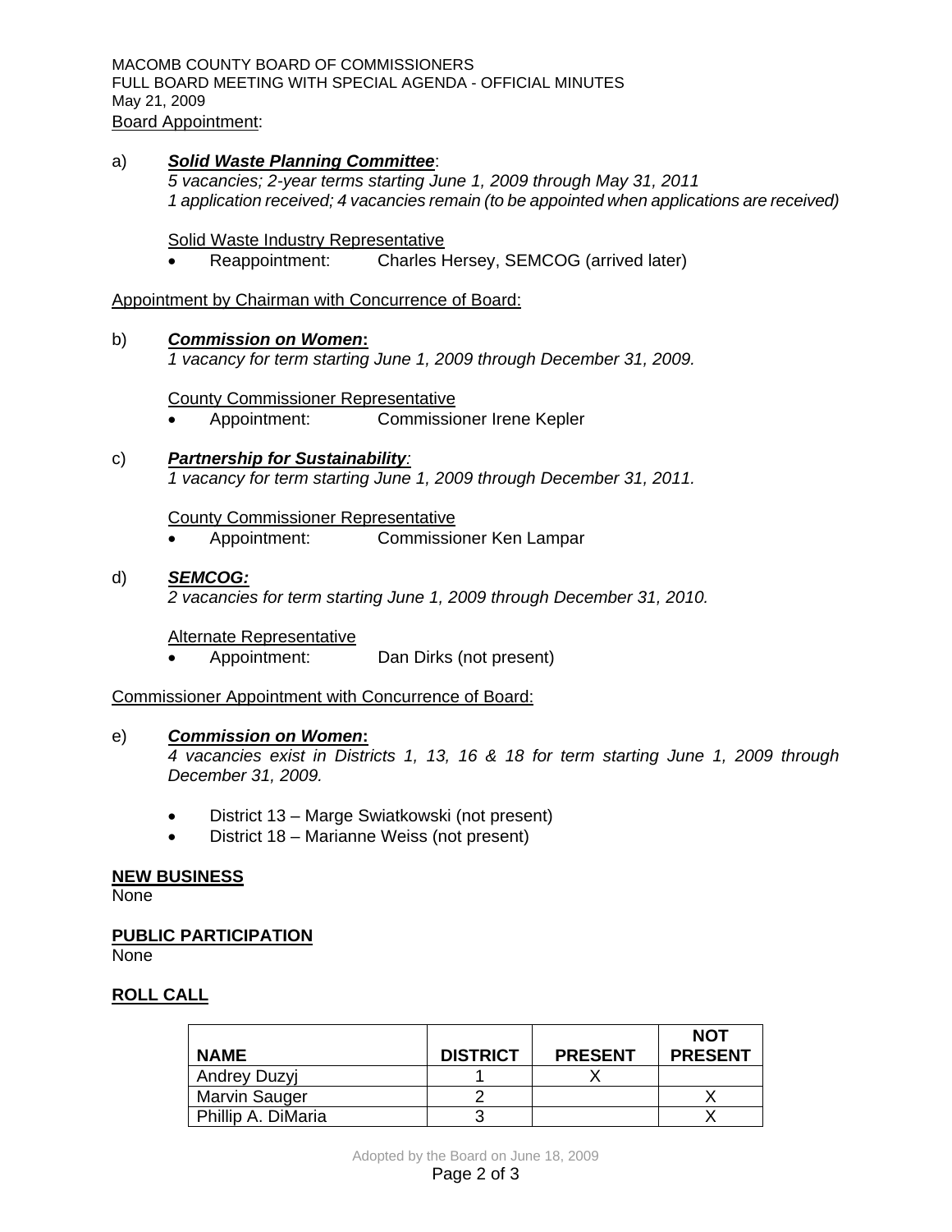Board Appointment:

a) ***Solid Waste Planning Committee***:
*5 vacancies; 2-year terms starting June 1, 2009 through May 31, 2011*
*1 application received; 4 vacancies remain (to be appointed when applications are received)*

Solid Waste Industry Representative

- Reappointment: Charles Hersey, SEMCOG (arrived later)

Appointment by Chairman with Concurrence of Board:

b) ***Commission on Women*****:**
*1 vacancy for term starting June 1, 2009 through December 31, 2009.*

County Commissioner Representative

- Appointment: Commissioner Irene Kepler

c) ***Partnership for Sustainability****:*
*1 vacancy for term starting June 1, 2009 through December 31, 2011.*

County Commissioner Representative

- Appointment: Commissioner Ken Lampar

d) ***SEMCOG:***
*2 vacancies for term starting June 1, 2009 through December 31, 2010.*

Alternate Representative

- Appointment: Dan Dirks (not present)

Commissioner Appointment with Concurrence of Board:

e) ***Commission on Women*****:**
*4 vacancies exist in Districts 1, 13, 16 & 18 for term starting June 1, 2009 through December 31, 2009.*

- District 13 – Marge Swiatkowski (not present)
- District 18 – Marianne Weiss (not present)

**NEW BUSINESS**

None

**PUBLIC PARTICIPATION**

None

**ROLL CALL**

| NAME | DISTRICT | PRESENT | NOT PRESENT |
|---|---|---|---|
| Andrey Duzyj | 1 | X | |
| Marvin Sauger | 2 | | X |
| Phillip A. DiMaria | 3 | | X |

Adopted by the Board on June 18, 2009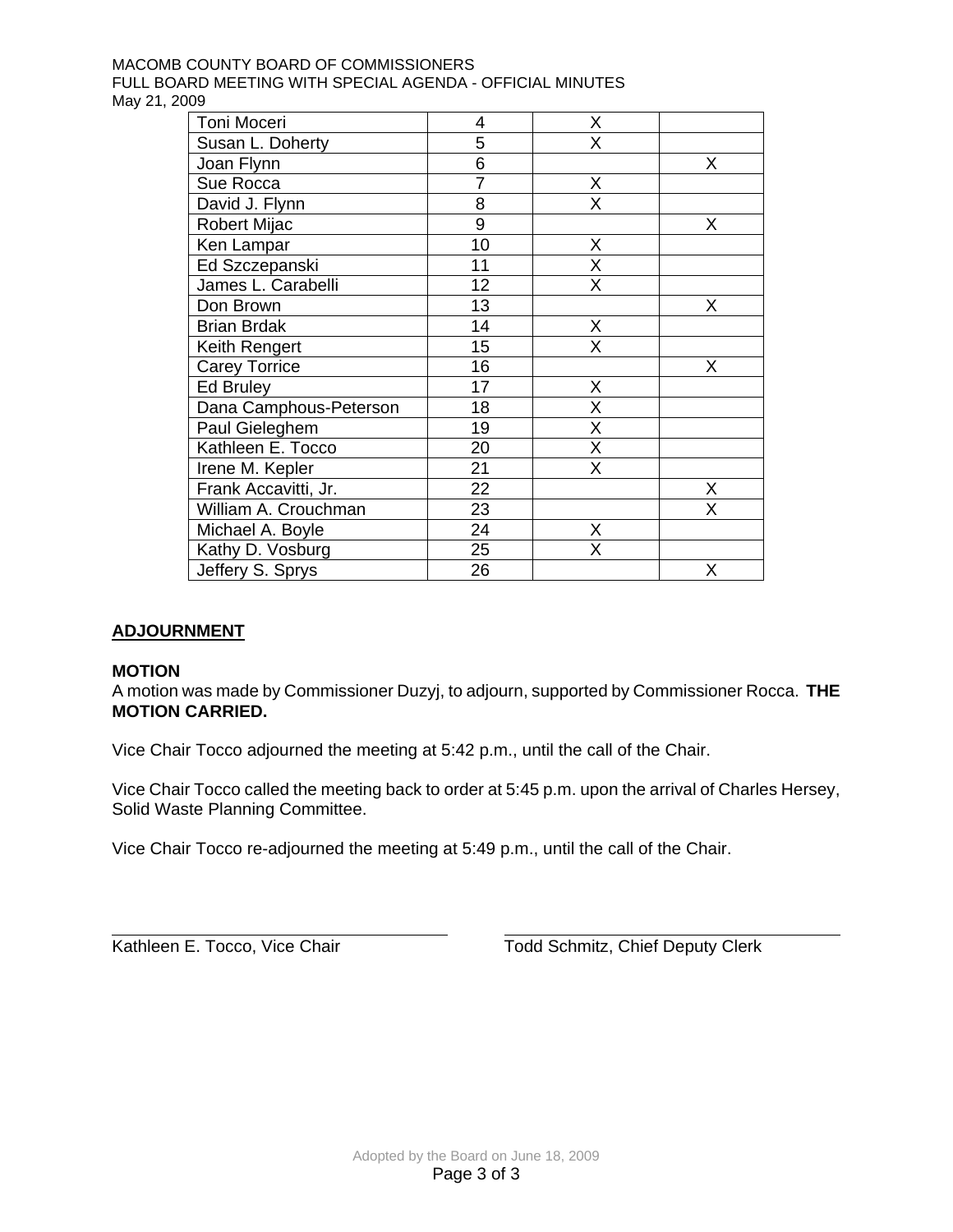| | | | |
|---|---|---|---|
| Toni Moceri | 4 | X | |
| Susan L. Doherty | 5 | X | |
| Joan Flynn | 6 | | X |
| Sue Rocca | 7 | X | |
| David J. Flynn | 8 | X | |
| Robert Mijac | 9 | | X |
| Ken Lampar | 10 | X | |
| Ed Szczepanski | 11 | X | |
| James L. Carabelli | 12 | X | |
| Don Brown | 13 | | X |
| Brian Brdak | 14 | X | |
| Keith Rengert | 15 | X | |
| Carey Torrice | 16 | | X |
| Ed Bruley | 17 | X | |
| Dana Camphous-Peterson | 18 | X | |
| Paul Gieleghem | 19 | X | |
| Kathleen E. Tocco | 20 | X | |
| Irene M. Kepler | 21 | X | |
| Frank Accavitti, Jr. | 22 | | X |
| William A. Crouchman | 23 | | X |
| Michael A. Boyle | 24 | X | |
| Kathy D. Vosburg | 25 | X | |
| Jeffery S. Sprys | 26 | | X |

## ADJOURNMENT

**MOTION**
A motion was made by Commissioner Duzyj, to adjourn, supported by Commissioner Rocca. **THE MOTION CARRIED.**

Vice Chair Tocco adjourned the meeting at 5:42 p.m., until the call of the Chair.

Vice Chair Tocco called the meeting back to order at 5:45 p.m. upon the arrival of Charles Hersey, Solid Waste Planning Committee.

Vice Chair Tocco re-adjourned the meeting at 5:49 p.m., until the call of the Chair.

Kathleen E. Tocco, Vice Chair

Todd Schmitz, Chief Deputy Clerk

Adopted by the Board on June 18, 2009